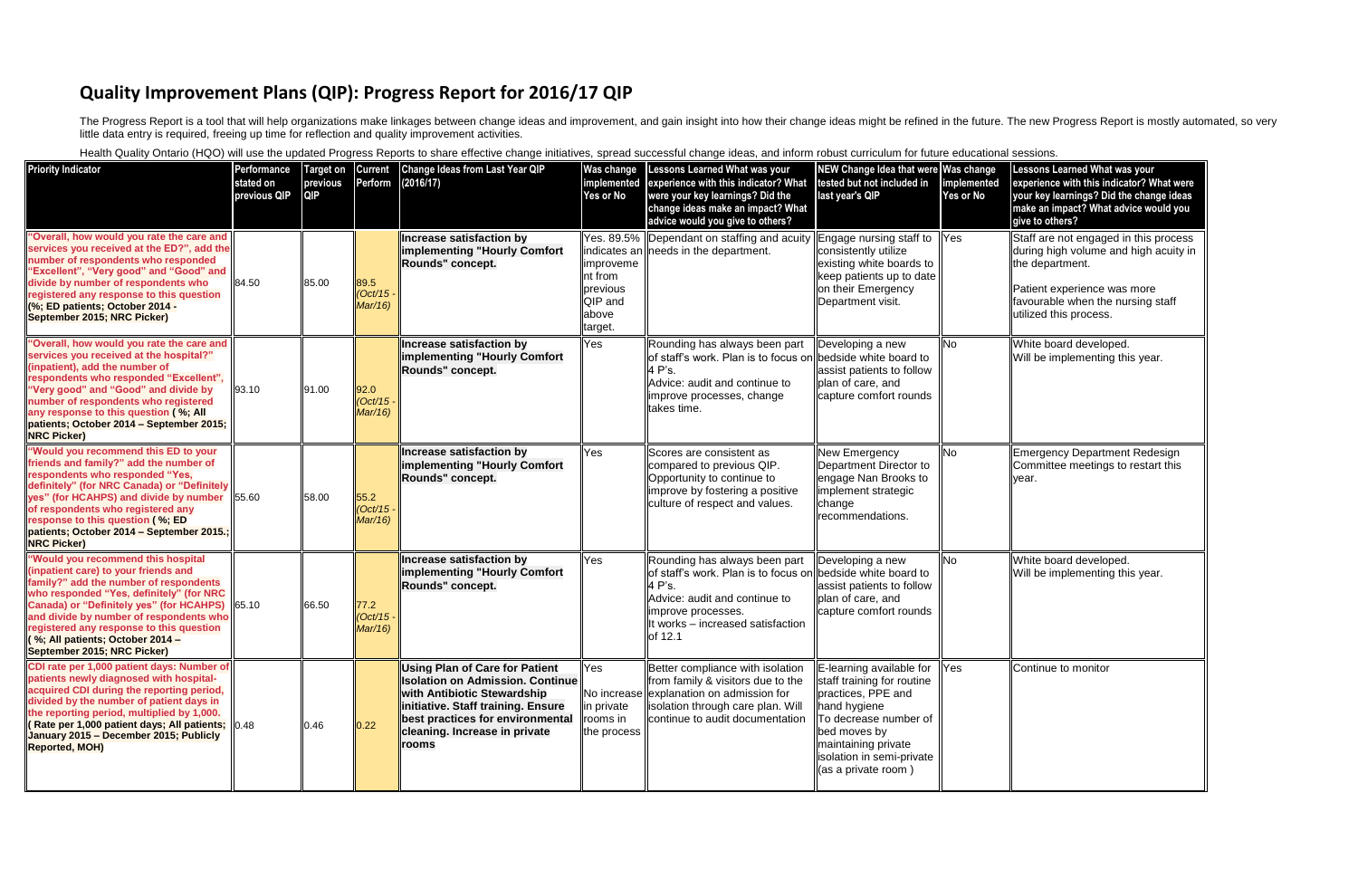# Quality Improvement Plans (QIP): Progress Report for 2016/17 QIP

The Progress Report is a tool that will help organizations make linkages between change ideas and improvement, and gain insight into how their change ideas might be refined in the future. The new Progress Report is mostly automated, so very little data entry is required, freeing up time for reflection and quality improvement activities.

Health Quality Ontario (HQO) will use the updated Progress Reports to share effective change initiatives, spread successful change ideas, and inform robust curriculum for future educational sessions.

| Priority Indicator | Performance stated on previous QIP | Target on previous QIP | Current Perform | Change Ideas from Last Year QIP (2016/17) | Was change implemented Yes or No | Lessons Learned What was your experience with this indicator? What were your key learnings? Did the change ideas make an impact? What advice would you give to others? | NEW Change Idea that were tested but not included in last year's QIP | Was change implemented Yes or No | Lessons Learned What was your experience with this indicator? What were your key learnings? Did the change ideas make an impact? What advice would you give to others? |
|---|---|---|---|---|---|---|---|---|---|
| "Overall, how would you rate the care and services you received at the ED?", add the number of respondents who responded "Excellent", "Very good" and "Good" and divide by number of respondents who registered any response to this question (%; ED patients; October 2014 - September 2015; NRC Picker) | 84.50 | 85.00 | 89.5 *(Oct/15 - Mar/16)* | **Increase satisfaction by implementing "Hourly Comfort Rounds" concept.** | Yes. 89.5% indicates an improvement from previous QIP and above target. | Dependant on staffing and acuity needs in the department. | Engage nursing staff to consistently utilize existing white boards to keep patients up to date on their Emergency Department visit. | Yes | Staff are not engaged in this process during high volume and high acuity in the department.<br><br>Patient experience was more favourable when the nursing staff utilized this process. |
| "Overall, how would you rate the care and services you received at the hospital?" (inpatient), add the number of respondents who responded "Excellent", "Very good" and "Good" and divide by number of respondents who registered any response to this question ( %; All patients; October 2014 – September 2015; NRC Picker) | 93.10 | 91.00 | 92.0 *(Oct/15 - Mar/16)* | **Increase satisfaction by implementing "Hourly Comfort Rounds" concept.** | Yes | Rounding has always been part of staff's work. Plan is to focus on 4 P's.<br>Advice: audit and continue to improve processes, change takes time. | Developing a new bedside white board to assist patients to follow plan of care, and capture comfort rounds | No | White board developed.<br>Will be implementing this year. |
| "Would you recommend this ED to your friends and family?" add the number of respondents who responded "Yes, definitely" (for NRC Canada) or "Definitely yes" (for HCAHPS) and divide by number of respondents who registered any response to this question ( %; ED patients; October 2014 – September 2015.; NRC Picker) | 55.60 | 58.00 | 55.2 *(Oct/15 - Mar/16)* | **Increase satisfaction by implementing "Hourly Comfort Rounds" concept.** | Yes | Scores are consistent as compared to previous QIP.<br>Opportunity to continue to improve by fostering a positive culture of respect and values. | New Emergency Department Director to engage Nan Brooks to implement strategic change recommendations. | No | Emergency Department Redesign Committee meetings to restart this year. |
| "Would you recommend this hospital (inpatient care) to your friends and family?" add the number of respondents who responded "Yes, definitely" (for NRC Canada) or "Definitely yes" (for HCAHPS) and divide by number of respondents who registered any response to this question ( %; All patients; October 2014 – September 2015; NRC Picker) | 65.10 | 66.50 | 77.2 *(Oct/15 - Mar/16)* | **Increase satisfaction by implementing "Hourly Comfort Rounds" concept.** | Yes | Rounding has always been part of staff's work. Plan is to focus on 4 P's.<br>Advice: audit and continue to improve processes.<br>It works – increased satisfaction of 12.1 | Developing a new bedside white board to assist patients to follow plan of care, and capture comfort rounds | No | White board developed.<br>Will be implementing this year. |
| CDI rate per 1,000 patient days: Number of patients newly diagnosed with hospital-acquired CDI during the reporting period, divided by the number of patient days in the reporting period, multiplied by 1,000. ( Rate per 1,000 patient days; All patients; January 2015 – December 2015; Publicly Reported, MOH) | 0.48 | 0.46 | 0.22 | **Using Plan of Care for Patient Isolation on Admission. Continue with Antibiotic Stewardship initiative. Staff training. Ensure best practices for environmental cleaning. Increase in private rooms** | Yes<br><br>No increase in private rooms in the process | Better compliance with isolation from family & visitors due to the explanation on admission for isolation through care plan. Will continue to audit documentation | E-learning available for staff training for routine practices, PPE and hand hygiene<br>To decrease number of bed moves by maintaining private isolation in semi-private (as a private room ) | Yes | Continue to monitor |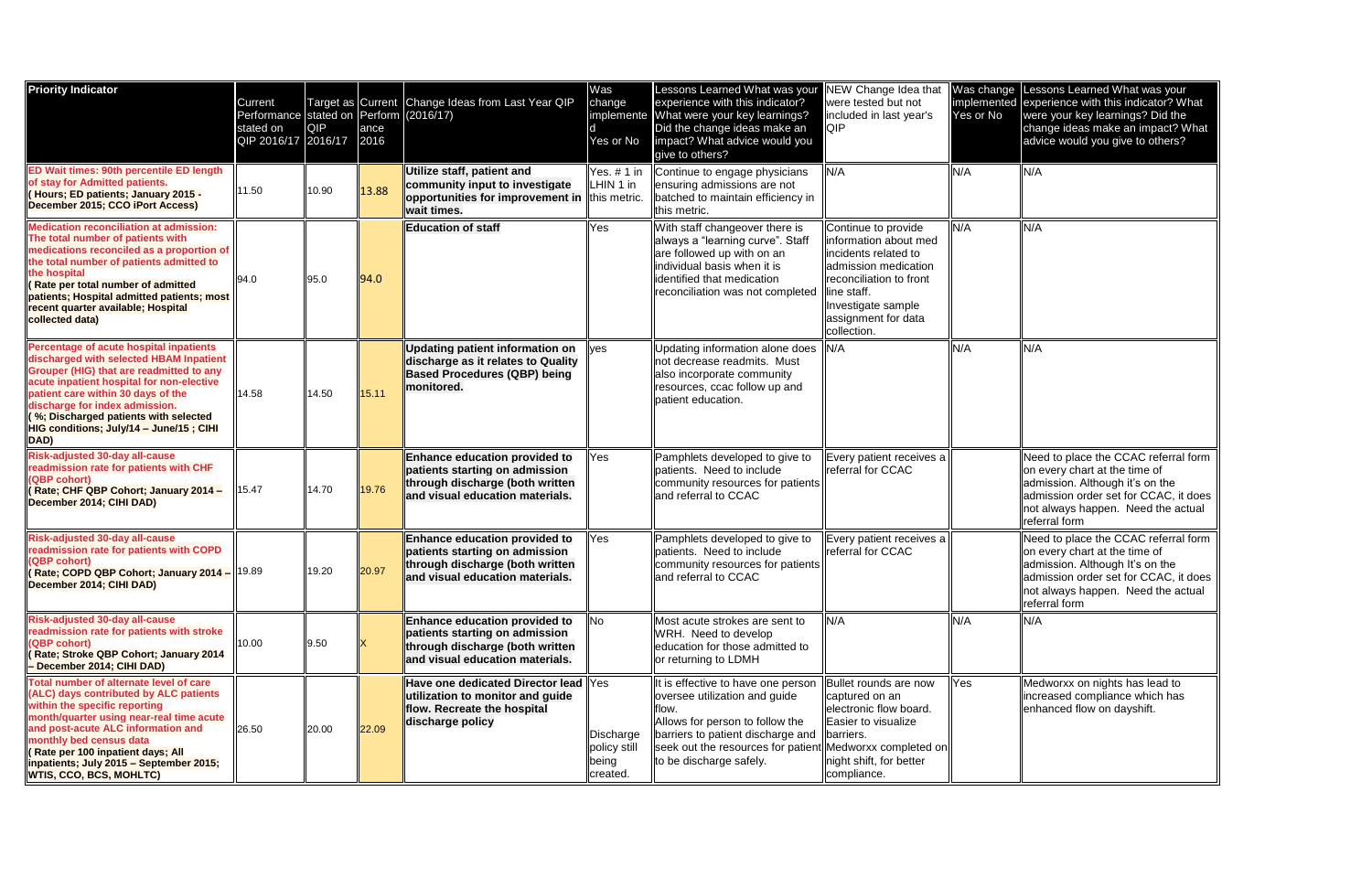| Priority Indicator | Current Performance stated on QIP 2016/17 | Target as stated on QIP 2016/17 | Current Performance 2016 | Change Ideas from Last Year QIP (2016/17) | Was change implemented Yes or No | Lessons Learned What was your experience with this indicator? What were your key learnings? Did the change ideas make an impact? What advice would you give to others? | NEW Change Idea that were tested but not included in last year's QIP | Was change implemented Yes or No | Lessons Learned What was your experience with this indicator? What were your key learnings? Did the change ideas make an impact? What advice would you give to others? |
|---|---|---|---|---|---|---|---|---|---|
| **ED Wait times: 90th percentile ED length of stay for Admitted patients. ( Hours; ED patients; January 2015 - December 2015; CCO iPort Access)** | 11.50 | 10.90 | 13.88 | **Utilize staff, patient and community input to investigate opportunities for improvement in wait times.** | Yes. # 1 in LHIN 1 in this metric. | Continue to engage physicians ensuring admissions are not batched to maintain efficiency in this metric. | N/A | N/A | N/A |
| **Medication reconciliation at admission: The total number of patients with medications reconciled as a proportion of the total number of patients admitted to the hospital ( Rate per total number of admitted patients; Hospital admitted patients; most recent quarter available; Hospital collected data)** | 94.0 | 95.0 | 94.0 | **Education of staff** | Yes | With staff changeover there is always a "learning curve". Staff are followed up with on an individual basis when it is identified that medication reconciliation was not completed | Continue to provide information about med incidents related to admission medication reconciliation to front line staff. Investigate sample assignment for data collection. | N/A | N/A |
| **Percentage of acute hospital inpatients discharged with selected HBAM Inpatient Grouper (HIG) that are readmitted to any acute inpatient hospital for non-elective patient care within 30 days of the discharge for index admission. ( %; Discharged patients with selected HIG conditions; July/14 – June/15 ; CIHI DAD)** | 14.58 | 14.50 | 15.11 | **Updating patient information on discharge as it relates to Quality Based Procedures (QBP) being monitored.** | yes | Updating information alone does not decrease readmits. Must also incorporate community resources, ccac follow up and patient education. | N/A | N/A | N/A |
| **Risk-adjusted 30-day all-cause readmission rate for patients with CHF (QBP cohort) ( Rate; CHF QBP Cohort; January 2014 – December 2014; CIHI DAD)** | 15.47 | 14.70 | 19.76 | **Enhance education provided to patients starting on admission through discharge (both written and visual education materials.** | Yes | Pamphlets developed to give to patients. Need to include community resources for patients and referral to CCAC | Every patient receives a referral for CCAC | | Need to place the CCAC referral form on every chart at the time of admission. Although it's on the admission order set for CCAC, it does not always happen. Need the actual referral form |
| **Risk-adjusted 30-day all-cause readmission rate for patients with COPD (QBP cohort) ( Rate; COPD QBP Cohort; January 2014 – December 2014; CIHI DAD)** | 19.89 | 19.20 | 20.97 | **Enhance education provided to patients starting on admission through discharge (both written and visual education materials.** | Yes | Pamphlets developed to give to patients. Need to include community resources for patients and referral to CCAC | Every patient receives a referral for CCAC | | Need to place the CCAC referral form on every chart at the time of admission. Although It's on the admission order set for CCAC, it does not always happen. Need the actual referral form |
| **Risk-adjusted 30-day all-cause readmission rate for patients with stroke (QBP cohort) ( Rate; Stroke QBP Cohort; January 2014 – December 2014; CIHI DAD)** | 10.00 | 9.50 | X | **Enhance education provided to patients starting on admission through discharge (both written and visual education materials.** | No | Most acute strokes are sent to WRH. Need to develop education for those admitted to or returning to LDMH | N/A | N/A | N/A |
| **Total number of alternate level of care (ALC) days contributed by ALC patients within the specific reporting month/quarter using near-real time acute and post-acute ALC information and monthly bed census data ( Rate per 100 inpatient days; All inpatients; July 2015 – September 2015; WTIS, CCO, BCS, MOHLTC)** | 26.50 | 20.00 | 22.09 | **Have one dedicated Director lead utilization to monitor and guide flow. Recreate the hospital discharge policy** | Yes Discharge policy still being created. | It is effective to have one person oversee utilization and guide flow. Allows for person to follow the barriers to patient discharge and seek out the resources for patient to be discharge safely. | Bullet rounds are now captured on an electronic flow board. Easier to visualize barriers. Medworxx completed on night shift, for better compliance. | Yes | Medworxx on nights has lead to increased compliance which has enhanced flow on dayshift. |